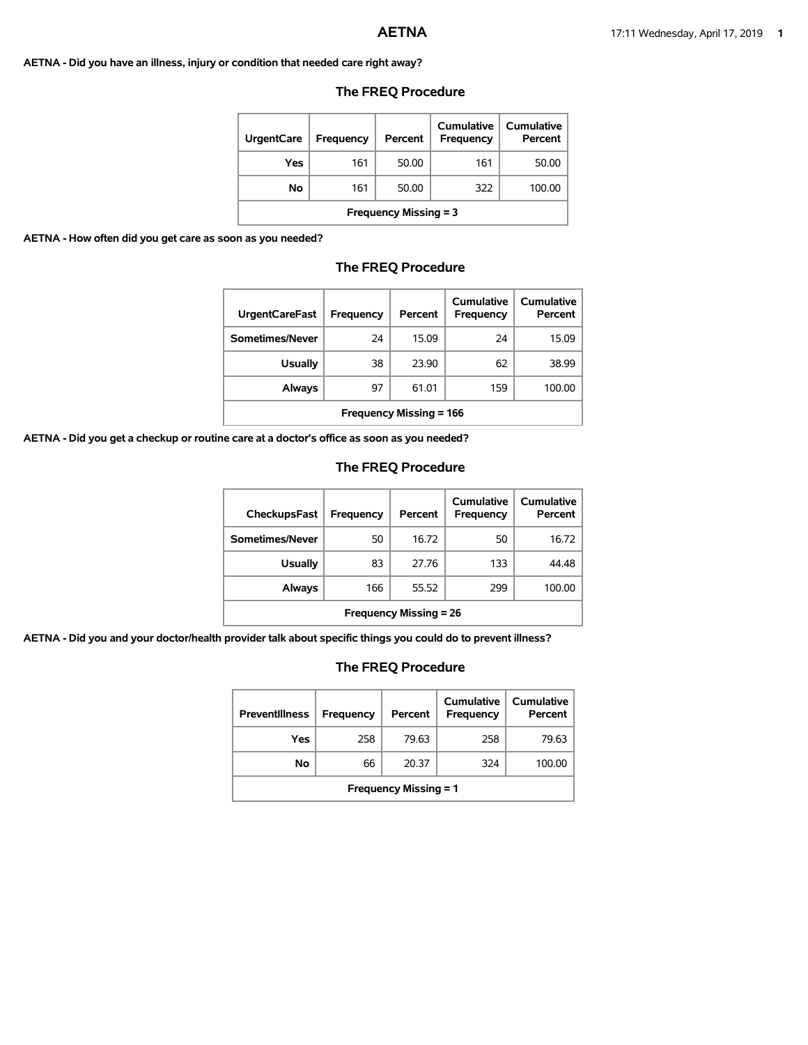# AETNA

**AETNA - Did you have an illness, injury or condition that needed care right away?**

### The FREQ Procedure

| UrgentCare | Frequency | Percent | Cumulative Frequency | Cumulative Percent |
|---|---|---|---|---|
| Yes | 161 | 50.00 | 161 | 50.00 |
| No | 161 | 50.00 | 322 | 100.00 |
| Frequency Missing = 3 | | | | |

**AETNA - How often did you get care as soon as you needed?**

### The FREQ Procedure

| UrgentCareFast | Frequency | Percent | Cumulative Frequency | Cumulative Percent |
|---|---|---|---|---|
| Sometimes/Never | 24 | 15.09 | 24 | 15.09 |
| Usually | 38 | 23.90 | 62 | 38.99 |
| Always | 97 | 61.01 | 159 | 100.00 |
| Frequency Missing = 166 | | | | |

**AETNA - Did you get a checkup or routine care at a doctor's office as soon as you needed?**

### The FREQ Procedure

| CheckupsFast | Frequency | Percent | Cumulative Frequency | Cumulative Percent |
|---|---|---|---|---|
| Sometimes/Never | 50 | 16.72 | 50 | 16.72 |
| Usually | 83 | 27.76 | 133 | 44.48 |
| Always | 166 | 55.52 | 299 | 100.00 |
| Frequency Missing = 26 | | | | |

**AETNA - Did you and your doctor/health provider talk about specific things you could do to prevent illness?**

### The FREQ Procedure

| PreventIllness | Frequency | Percent | Cumulative Frequency | Cumulative Percent |
|---|---|---|---|---|
| Yes | 258 | 79.63 | 258 | 79.63 |
| No | 66 | 20.37 | 324 | 100.00 |
| Frequency Missing = 1 | | | | |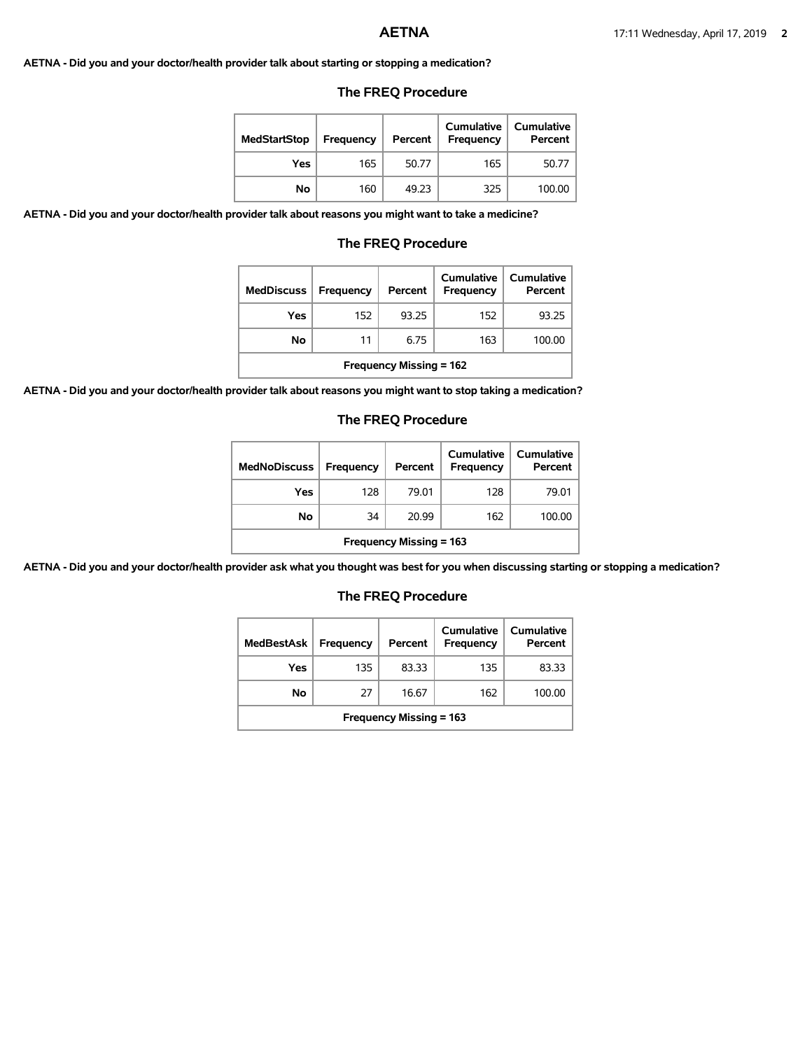**AETNA - Did you and your doctor/health provider talk about starting or stopping a medication?**

### The FREQ Procedure

| MedStartStop | Frequency | Percent | Cumulative Frequency | Cumulative Percent |
|---|---|---|---|---|
| Yes | 165 | 50.77 | 165 | 50.77 |
| No | 160 | 49.23 | 325 | 100.00 |

**AETNA - Did you and your doctor/health provider talk about reasons you might want to take a medicine?**

### The FREQ Procedure

| MedDiscuss | Frequency | Percent | Cumulative Frequency | Cumulative Percent |
|---|---|---|---|---|
| Yes | 152 | 93.25 | 152 | 93.25 |
| No | 11 | 6.75 | 163 | 100.00 |
| Frequency Missing = 162 | | | | |

**AETNA - Did you and your doctor/health provider talk about reasons you might want to stop taking a medication?**

### The FREQ Procedure

| MedNoDiscuss | Frequency | Percent | Cumulative Frequency | Cumulative Percent |
|---|---|---|---|---|
| Yes | 128 | 79.01 | 128 | 79.01 |
| No | 34 | 20.99 | 162 | 100.00 |
| Frequency Missing = 163 | | | | |

**AETNA - Did you and your doctor/health provider ask what you thought was best for you when discussing starting or stopping a medication?**

### The FREQ Procedure

| MedBestAsk | Frequency | Percent | Cumulative Frequency | Cumulative Percent |
|---|---|---|---|---|
| Yes | 135 | 83.33 | 135 | 83.33 |
| No | 27 | 16.67 | 162 | 100.00 |
| Frequency Missing = 163 | | | | |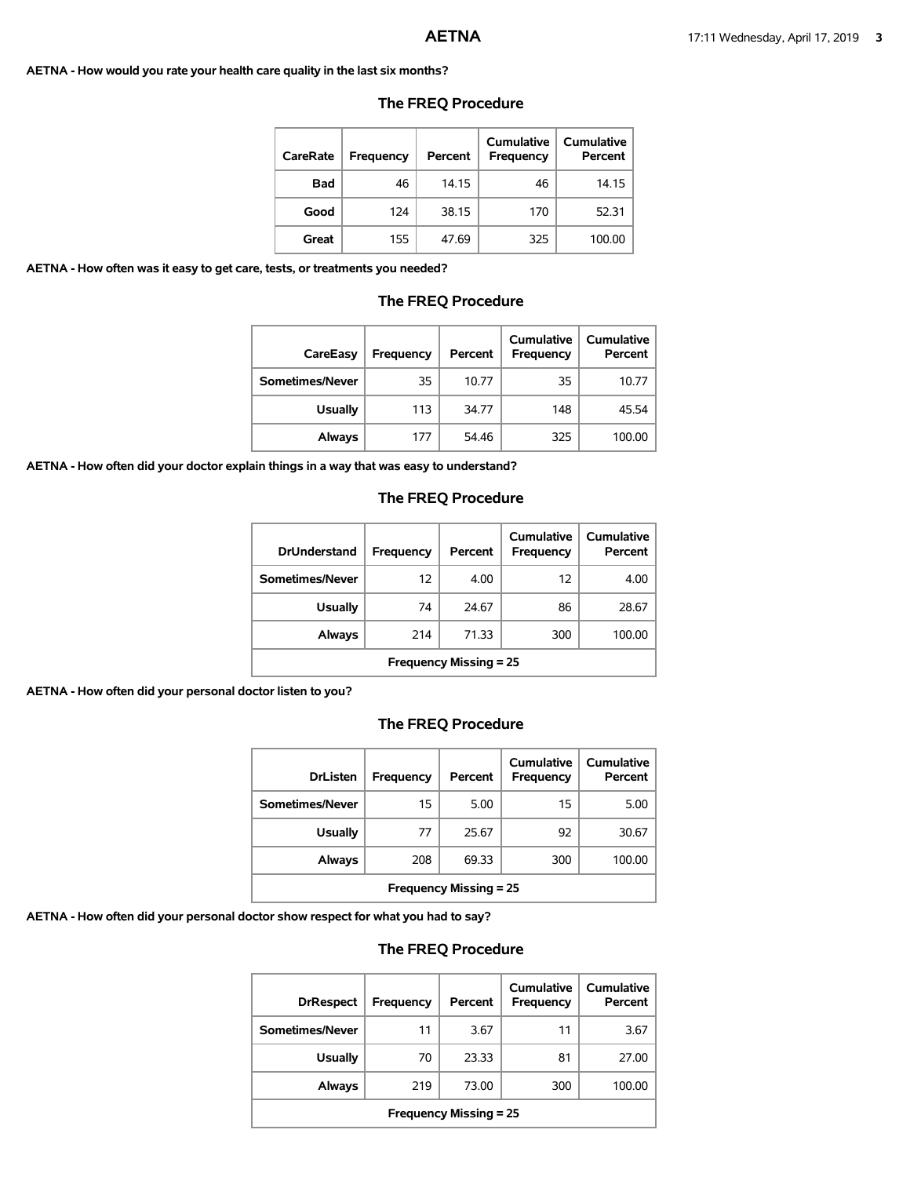# AETNA

**AETNA - How would you rate your health care quality in the last six months?**

### The FREQ Procedure

| CareRate | Frequency | Percent | Cumulative Frequency | Cumulative Percent |
|---|---|---|---|---|
| Bad | 46 | 14.15 | 46 | 14.15 |
| Good | 124 | 38.15 | 170 | 52.31 |
| Great | 155 | 47.69 | 325 | 100.00 |

**AETNA - How often was it easy to get care, tests, or treatments you needed?**

### The FREQ Procedure

| CareEasy | Frequency | Percent | Cumulative Frequency | Cumulative Percent |
|---|---|---|---|---|
| Sometimes/Never | 35 | 10.77 | 35 | 10.77 |
| Usually | 113 | 34.77 | 148 | 45.54 |
| Always | 177 | 54.46 | 325 | 100.00 |

**AETNA - How often did your doctor explain things in a way that was easy to understand?**

### The FREQ Procedure

| DrUnderstand | Frequency | Percent | Cumulative Frequency | Cumulative Percent |
|---|---|---|---|---|
| Sometimes/Never | 12 | 4.00 | 12 | 4.00 |
| Usually | 74 | 24.67 | 86 | 28.67 |
| Always | 214 | 71.33 | 300 | 100.00 |
| Frequency Missing = 25 | | | | |

**AETNA - How often did your personal doctor listen to you?**

### The FREQ Procedure

| DrListen | Frequency | Percent | Cumulative Frequency | Cumulative Percent |
|---|---|---|---|---|
| Sometimes/Never | 15 | 5.00 | 15 | 5.00 |
| Usually | 77 | 25.67 | 92 | 30.67 |
| Always | 208 | 69.33 | 300 | 100.00 |
| Frequency Missing = 25 | | | | |

**AETNA - How often did your personal doctor show respect for what you had to say?**

### The FREQ Procedure

| DrRespect | Frequency | Percent | Cumulative Frequency | Cumulative Percent |
|---|---|---|---|---|
| Sometimes/Never | 11 | 3.67 | 11 | 3.67 |
| Usually | 70 | 23.33 | 81 | 27.00 |
| Always | 219 | 73.00 | 300 | 100.00 |
| Frequency Missing = 25 | | | | |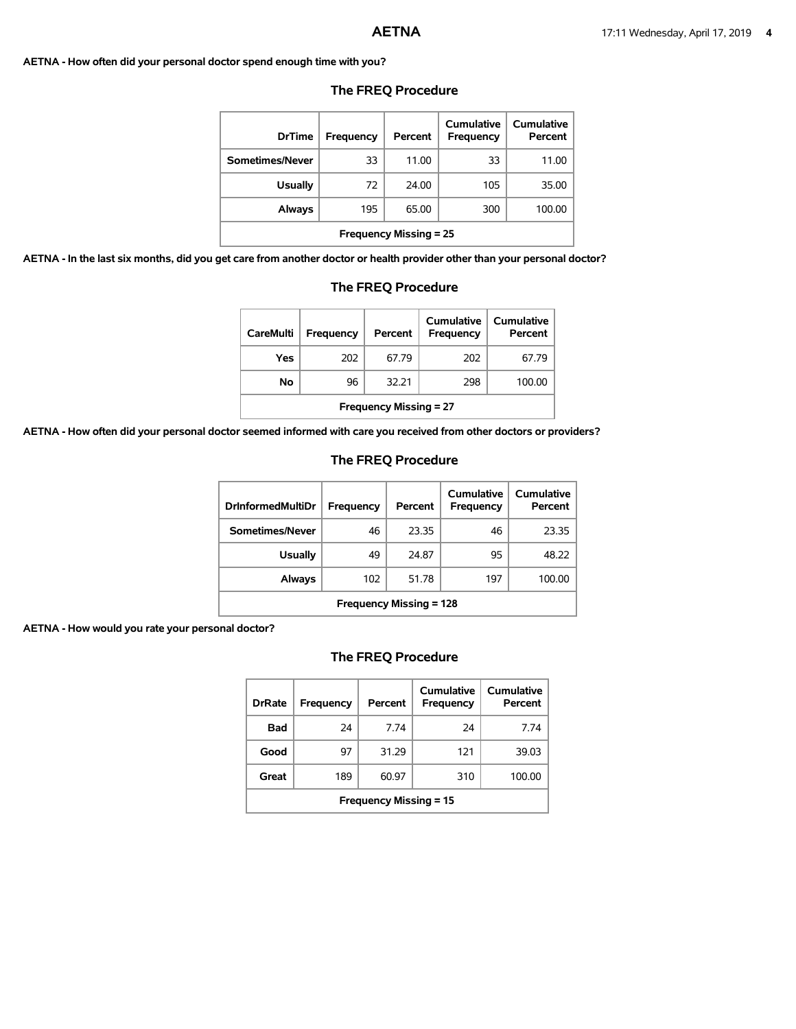**AETNA - How often did your personal doctor spend enough time with you?**

## The FREQ Procedure

| DrTime | Frequency | Percent | Cumulative Frequency | Cumulative Percent |
|---|---|---|---|---|
| Sometimes/Never | 33 | 11.00 | 33 | 11.00 |
| Usually | 72 | 24.00 | 105 | 35.00 |
| Always | 195 | 65.00 | 300 | 100.00 |
| Frequency Missing = 25 | | | | |

**AETNA - In the last six months, did you get care from another doctor or health provider other than your personal doctor?**

## The FREQ Procedure

| CareMulti | Frequency | Percent | Cumulative Frequency | Cumulative Percent |
|---|---|---|---|---|
| Yes | 202 | 67.79 | 202 | 67.79 |
| No | 96 | 32.21 | 298 | 100.00 |
| Frequency Missing = 27 | | | | |

**AETNA - How often did your personal doctor seemed informed with care you received from other doctors or providers?**

## The FREQ Procedure

| DrInformedMultiDr | Frequency | Percent | Cumulative Frequency | Cumulative Percent |
|---|---|---|---|---|
| Sometimes/Never | 46 | 23.35 | 46 | 23.35 |
| Usually | 49 | 24.87 | 95 | 48.22 |
| Always | 102 | 51.78 | 197 | 100.00 |
| Frequency Missing = 128 | | | | |

**AETNA - How would you rate your personal doctor?**

## The FREQ Procedure

| DrRate | Frequency | Percent | Cumulative Frequency | Cumulative Percent |
|---|---|---|---|---|
| Bad | 24 | 7.74 | 24 | 7.74 |
| Good | 97 | 31.29 | 121 | 39.03 |
| Great | 189 | 60.97 | 310 | 100.00 |
| Frequency Missing = 15 | | | | |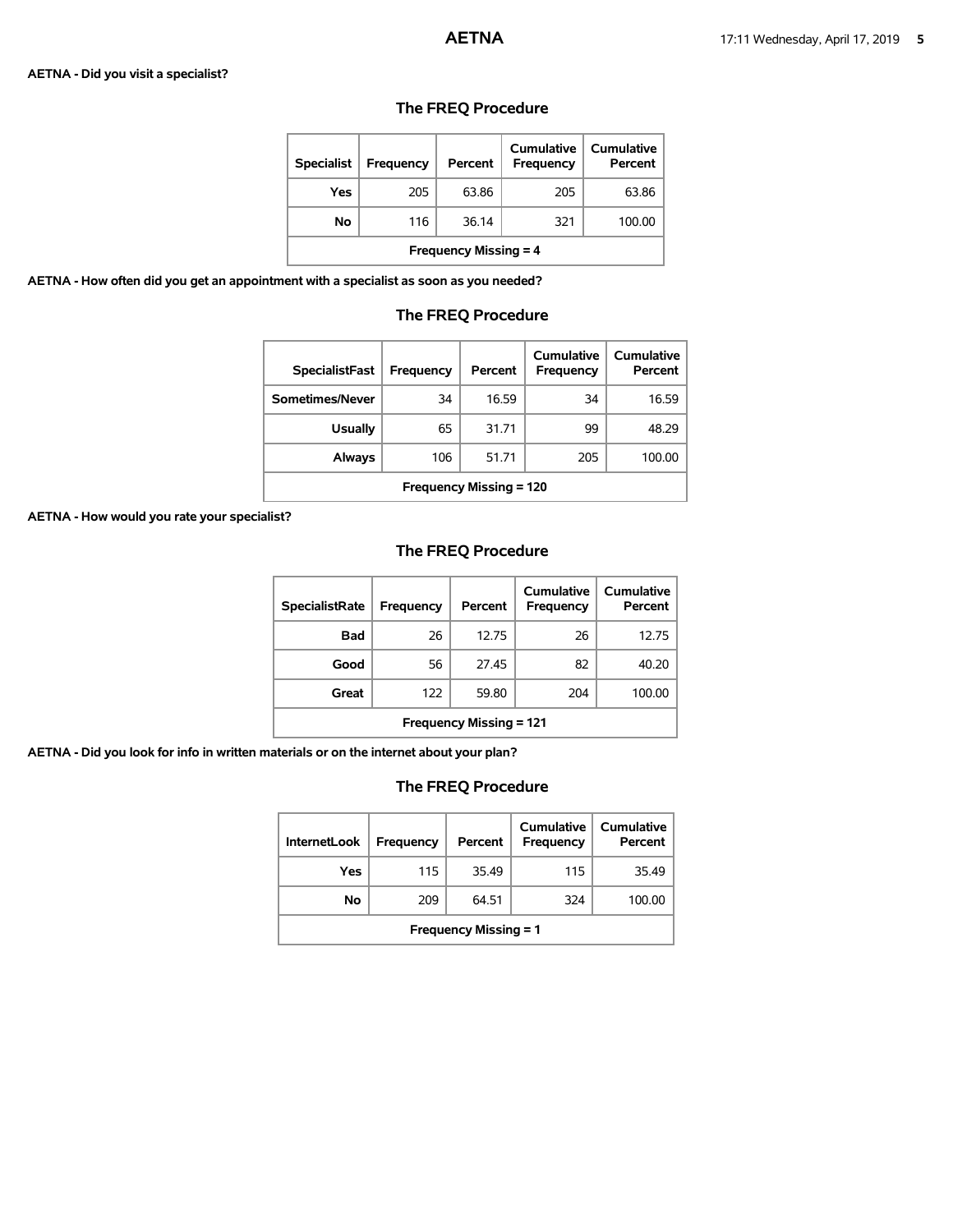**AETNA - Did you visit a specialist?**

## The FREQ Procedure

| Specialist | Frequency | Percent | Cumulative Frequency | Cumulative Percent |
|---|---|---|---|---|
| Yes | 205 | 63.86 | 205 | 63.86 |
| No | 116 | 36.14 | 321 | 100.00 |
| Frequency Missing = 4 | | | | |

**AETNA - How often did you get an appointment with a specialist as soon as you needed?**

## The FREQ Procedure

| SpecialistFast | Frequency | Percent | Cumulative Frequency | Cumulative Percent |
|---|---|---|---|---|
| Sometimes/Never | 34 | 16.59 | 34 | 16.59 |
| Usually | 65 | 31.71 | 99 | 48.29 |
| Always | 106 | 51.71 | 205 | 100.00 |
| Frequency Missing = 120 | | | | |

**AETNA - How would you rate your specialist?**

## The FREQ Procedure

| SpecialistRate | Frequency | Percent | Cumulative Frequency | Cumulative Percent |
|---|---|---|---|---|
| Bad | 26 | 12.75 | 26 | 12.75 |
| Good | 56 | 27.45 | 82 | 40.20 |
| Great | 122 | 59.80 | 204 | 100.00 |
| Frequency Missing = 121 | | | | |

**AETNA - Did you look for info in written materials or on the internet about your plan?**

## The FREQ Procedure

| InternetLook | Frequency | Percent | Cumulative Frequency | Cumulative Percent |
|---|---|---|---|---|
| Yes | 115 | 35.49 | 115 | 35.49 |
| No | 209 | 64.51 | 324 | 100.00 |
| Frequency Missing = 1 | | | | |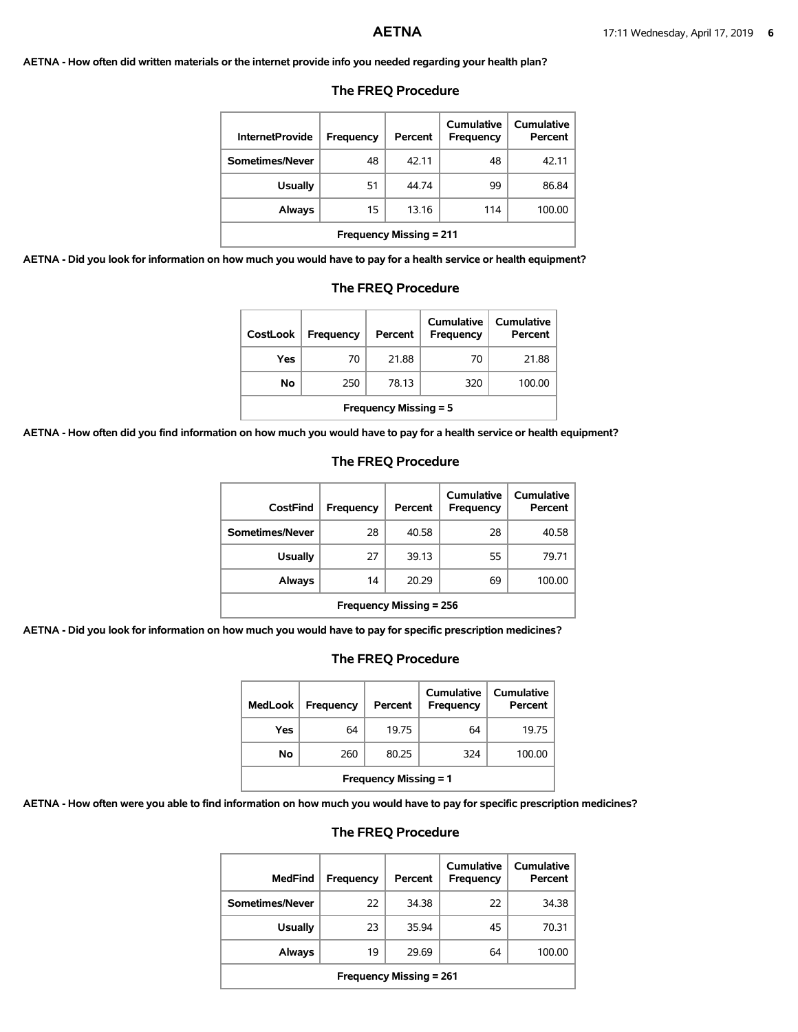**AETNA - How often did written materials or the internet provide info you needed regarding your health plan?**

### The FREQ Procedure

| InternetProvide | Frequency | Percent | Cumulative Frequency | Cumulative Percent |
|---|---|---|---|---|
| Sometimes/Never | 48 | 42.11 | 48 | 42.11 |
| Usually | 51 | 44.74 | 99 | 86.84 |
| Always | 15 | 13.16 | 114 | 100.00 |
| Frequency Missing = 211 | | | | |

**AETNA - Did you look for information on how much you would have to pay for a health service or health equipment?**

### The FREQ Procedure

| CostLook | Frequency | Percent | Cumulative Frequency | Cumulative Percent |
|---|---|---|---|---|
| Yes | 70 | 21.88 | 70 | 21.88 |
| No | 250 | 78.13 | 320 | 100.00 |
| Frequency Missing = 5 | | | | |

**AETNA - How often did you find information on how much you would have to pay for a health service or health equipment?**

### The FREQ Procedure

| CostFind | Frequency | Percent | Cumulative Frequency | Cumulative Percent |
|---|---|---|---|---|
| Sometimes/Never | 28 | 40.58 | 28 | 40.58 |
| Usually | 27 | 39.13 | 55 | 79.71 |
| Always | 14 | 20.29 | 69 | 100.00 |
| Frequency Missing = 256 | | | | |

**AETNA - Did you look for information on how much you would have to pay for specific prescription medicines?**

### The FREQ Procedure

| MedLook | Frequency | Percent | Cumulative Frequency | Cumulative Percent |
|---|---|---|---|---|
| Yes | 64 | 19.75 | 64 | 19.75 |
| No | 260 | 80.25 | 324 | 100.00 |
| Frequency Missing = 1 | | | | |

**AETNA - How often were you able to find information on how much you would have to pay for specific prescription medicines?**

### The FREQ Procedure

| MedFind | Frequency | Percent | Cumulative Frequency | Cumulative Percent |
|---|---|---|---|---|
| Sometimes/Never | 22 | 34.38 | 22 | 34.38 |
| Usually | 23 | 35.94 | 45 | 70.31 |
| Always | 19 | 29.69 | 64 | 100.00 |
| Frequency Missing = 261 | | | | |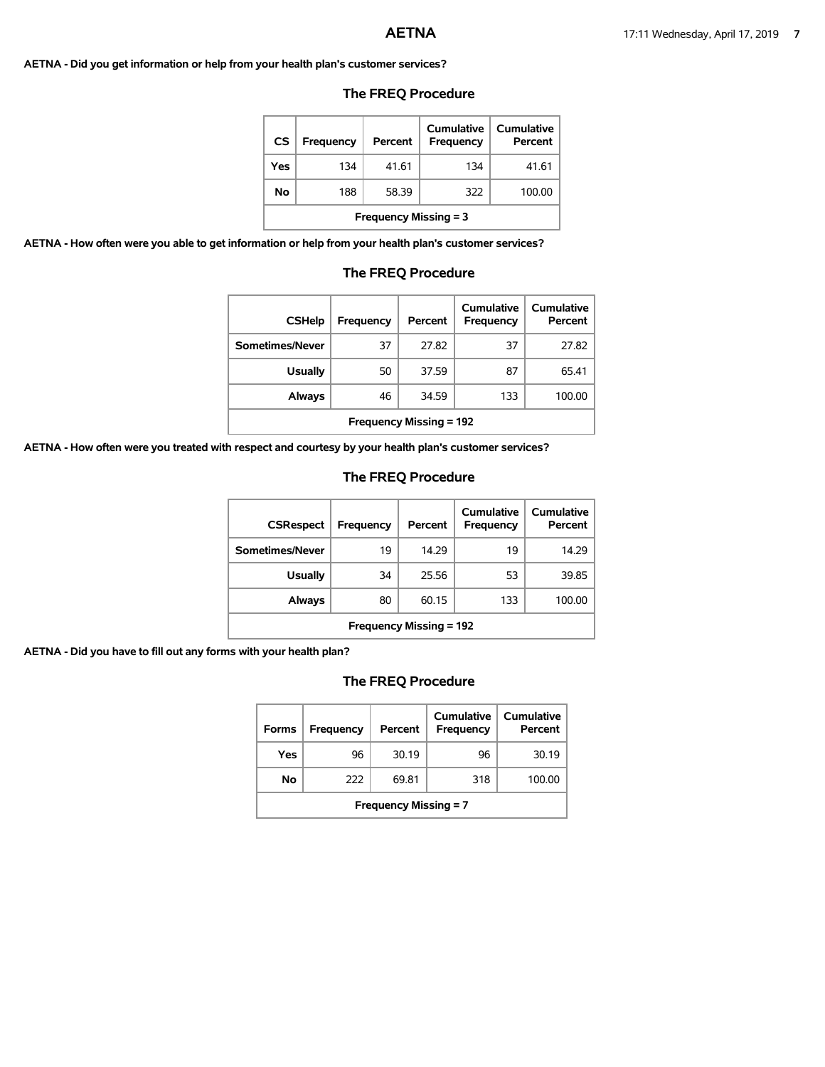**AETNA - Did you get information or help from your health plan's customer services?**

### The FREQ Procedure

| CS | Frequency | Percent | Cumulative Frequency | Cumulative Percent |
|---|---|---|---|---|
| Yes | 134 | 41.61 | 134 | 41.61 |
| No | 188 | 58.39 | 322 | 100.00 |
| Frequency Missing = 3 | | | | |

**AETNA - How often were you able to get information or help from your health plan's customer services?**

### The FREQ Procedure

| CSHelp | Frequency | Percent | Cumulative Frequency | Cumulative Percent |
|---|---|---|---|---|
| Sometimes/Never | 37 | 27.82 | 37 | 27.82 |
| Usually | 50 | 37.59 | 87 | 65.41 |
| Always | 46 | 34.59 | 133 | 100.00 |
| Frequency Missing = 192 | | | | |

**AETNA - How often were you treated with respect and courtesy by your health plan's customer services?**

### The FREQ Procedure

| CSRespect | Frequency | Percent | Cumulative Frequency | Cumulative Percent |
|---|---|---|---|---|
| Sometimes/Never | 19 | 14.29 | 19 | 14.29 |
| Usually | 34 | 25.56 | 53 | 39.85 |
| Always | 80 | 60.15 | 133 | 100.00 |
| Frequency Missing = 192 | | | | |

**AETNA - Did you have to fill out any forms with your health plan?**

### The FREQ Procedure

| Forms | Frequency | Percent | Cumulative Frequency | Cumulative Percent |
|---|---|---|---|---|
| Yes | 96 | 30.19 | 96 | 30.19 |
| No | 222 | 69.81 | 318 | 100.00 |
| Frequency Missing = 7 | | | | |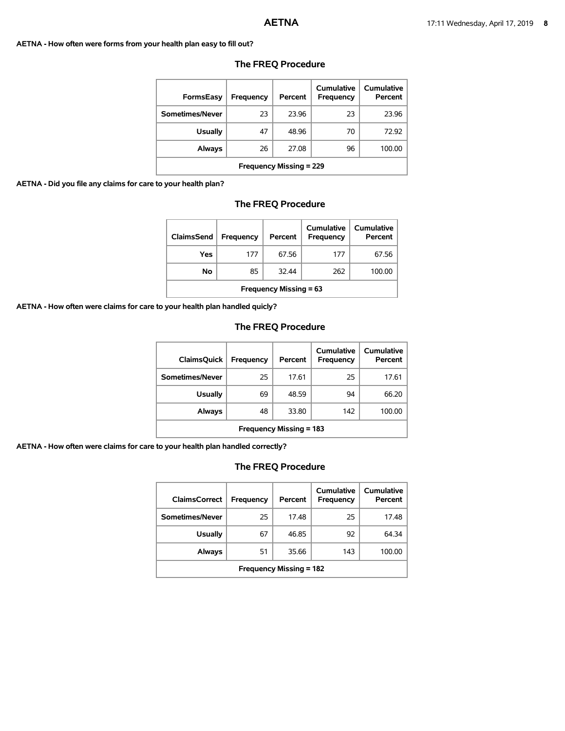**AETNA - How often were forms from your health plan easy to fill out?**

### The FREQ Procedure

| FormsEasy | Frequency | Percent | Cumulative Frequency | Cumulative Percent |
|---|---|---|---|---|
| Sometimes/Never | 23 | 23.96 | 23 | 23.96 |
| Usually | 47 | 48.96 | 70 | 72.92 |
| Always | 26 | 27.08 | 96 | 100.00 |
| Frequency Missing = 229 | | | | |

**AETNA - Did you file any claims for care to your health plan?**

### The FREQ Procedure

| ClaimsSend | Frequency | Percent | Cumulative Frequency | Cumulative Percent |
|---|---|---|---|---|
| Yes | 177 | 67.56 | 177 | 67.56 |
| No | 85 | 32.44 | 262 | 100.00 |
| Frequency Missing = 63 | | | | |

**AETNA - How often were claims for care to your health plan handled quicly?**

### The FREQ Procedure

| ClaimsQuick | Frequency | Percent | Cumulative Frequency | Cumulative Percent |
|---|---|---|---|---|
| Sometimes/Never | 25 | 17.61 | 25 | 17.61 |
| Usually | 69 | 48.59 | 94 | 66.20 |
| Always | 48 | 33.80 | 142 | 100.00 |
| Frequency Missing = 183 | | | | |

**AETNA - How often were claims for care to your health plan handled correctly?**

### The FREQ Procedure

| ClaimsCorrect | Frequency | Percent | Cumulative Frequency | Cumulative Percent |
|---|---|---|---|---|
| Sometimes/Never | 25 | 17.48 | 25 | 17.48 |
| Usually | 67 | 46.85 | 92 | 64.34 |
| Always | 51 | 35.66 | 143 | 100.00 |
| Frequency Missing = 182 | | | | |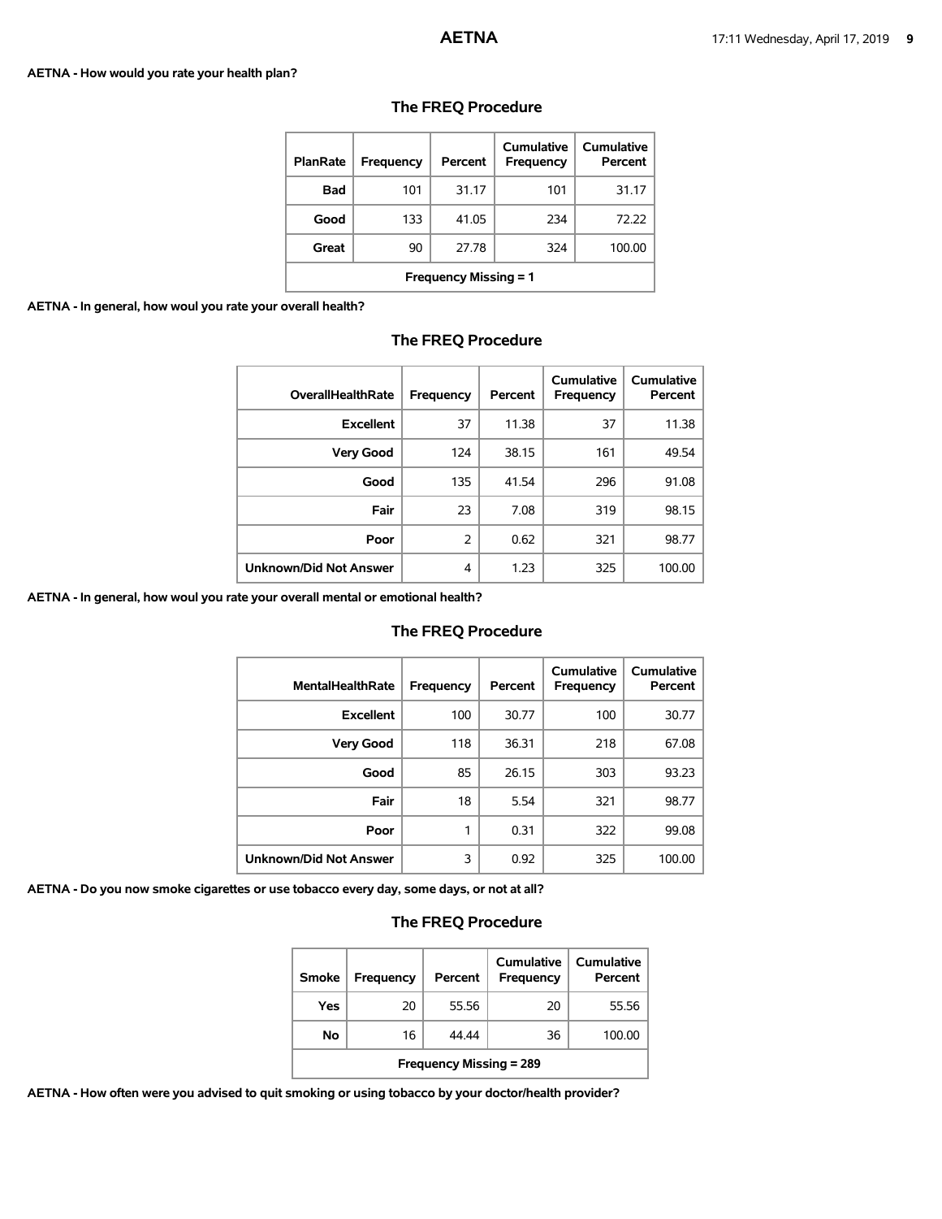**AETNA - How would you rate your health plan?**

## The FREQ Procedure

| PlanRate | Frequency | Percent | Cumulative Frequency | Cumulative Percent |
|---|---|---|---|---|
| Bad | 101 | 31.17 | 101 | 31.17 |
| Good | 133 | 41.05 | 234 | 72.22 |
| Great | 90 | 27.78 | 324 | 100.00 |
| Frequency Missing = 1 | | | | |

**AETNA - In general, how woul you rate your overall health?**

## The FREQ Procedure

| OverallHealthRate | Frequency | Percent | Cumulative Frequency | Cumulative Percent |
|---|---|---|---|---|
| Excellent | 37 | 11.38 | 37 | 11.38 |
| Very Good | 124 | 38.15 | 161 | 49.54 |
| Good | 135 | 41.54 | 296 | 91.08 |
| Fair | 23 | 7.08 | 319 | 98.15 |
| Poor | 2 | 0.62 | 321 | 98.77 |
| Unknown/Did Not Answer | 4 | 1.23 | 325 | 100.00 |

**AETNA - In general, how woul you rate your overall mental or emotional health?**

## The FREQ Procedure

| MentalHealthRate | Frequency | Percent | Cumulative Frequency | Cumulative Percent |
|---|---|---|---|---|
| Excellent | 100 | 30.77 | 100 | 30.77 |
| Very Good | 118 | 36.31 | 218 | 67.08 |
| Good | 85 | 26.15 | 303 | 93.23 |
| Fair | 18 | 5.54 | 321 | 98.77 |
| Poor | 1 | 0.31 | 322 | 99.08 |
| Unknown/Did Not Answer | 3 | 0.92 | 325 | 100.00 |

**AETNA - Do you now smoke cigarettes or use tobacco every day, some days, or not at all?**

## The FREQ Procedure

| Smoke | Frequency | Percent | Cumulative Frequency | Cumulative Percent |
|---|---|---|---|---|
| Yes | 20 | 55.56 | 20 | 55.56 |
| No | 16 | 44.44 | 36 | 100.00 |
| Frequency Missing = 289 | | | | |

**AETNA - How often were you advised to quit smoking or using tobacco by your doctor/health provider?**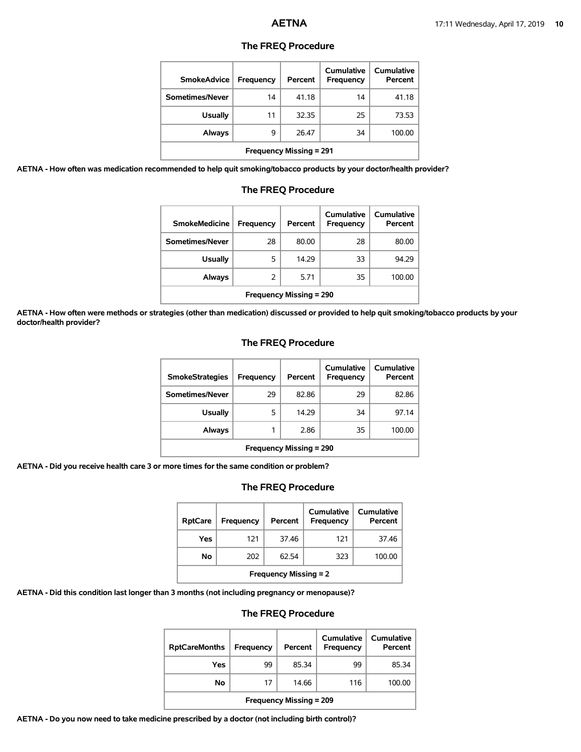## The FREQ Procedure

| SmokeAdvice | Frequency | Percent | Cumulative Frequency | Cumulative Percent |
|---|---|---|---|---|
| Sometimes/Never | 14 | 41.18 | 14 | 41.18 |
| Usually | 11 | 32.35 | 25 | 73.53 |
| Always | 9 | 26.47 | 34 | 100.00 |
| Frequency Missing = 291 | | | | |

**AETNA - How often was medication recommended to help quit smoking/tobacco products by your doctor/health provider?**

## The FREQ Procedure

| SmokeMedicine | Frequency | Percent | Cumulative Frequency | Cumulative Percent |
|---|---|---|---|---|
| Sometimes/Never | 28 | 80.00 | 28 | 80.00 |
| Usually | 5 | 14.29 | 33 | 94.29 |
| Always | 2 | 5.71 | 35 | 100.00 |
| Frequency Missing = 290 | | | | |

**AETNA - How often were methods or strategies (other than medication) discussed or provided to help quit smoking/tobacco products by your doctor/health provider?**

## The FREQ Procedure

| SmokeStrategies | Frequency | Percent | Cumulative Frequency | Cumulative Percent |
|---|---|---|---|---|
| Sometimes/Never | 29 | 82.86 | 29 | 82.86 |
| Usually | 5 | 14.29 | 34 | 97.14 |
| Always | 1 | 2.86 | 35 | 100.00 |
| Frequency Missing = 290 | | | | |

**AETNA - Did you receive health care 3 or more times for the same condition or problem?**

## The FREQ Procedure

| RptCare | Frequency | Percent | Cumulative Frequency | Cumulative Percent |
|---|---|---|---|---|
| Yes | 121 | 37.46 | 121 | 37.46 |
| No | 202 | 62.54 | 323 | 100.00 |
| Frequency Missing = 2 | | | | |

**AETNA - Did this condition last longer than 3 months (not including pregnancy or menopause)?**

## The FREQ Procedure

| RptCareMonths | Frequency | Percent | Cumulative Frequency | Cumulative Percent |
|---|---|---|---|---|
| Yes | 99 | 85.34 | 99 | 85.34 |
| No | 17 | 14.66 | 116 | 100.00 |
| Frequency Missing = 209 | | | | |

**AETNA - Do you now need to take medicine prescribed by a doctor (not including birth control)?**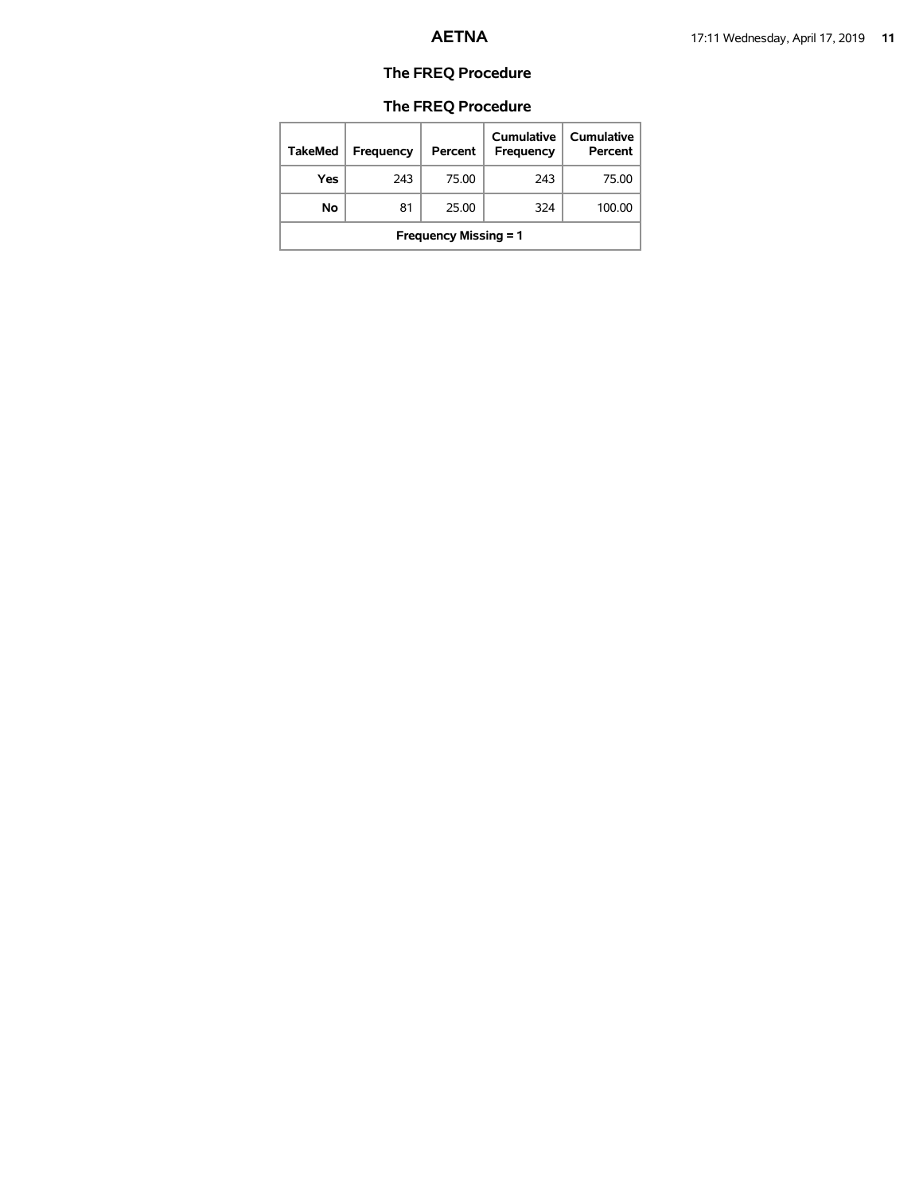## The FREQ Procedure

## The FREQ Procedure

| TakeMed | Frequency | Percent | Cumulative Frequency | Cumulative Percent |
|---|---|---|---|---|
| Yes | 243 | 75.00 | 243 | 75.00 |
| No | 81 | 25.00 | 324 | 100.00 |
| Frequency Missing = 1 | | | | |